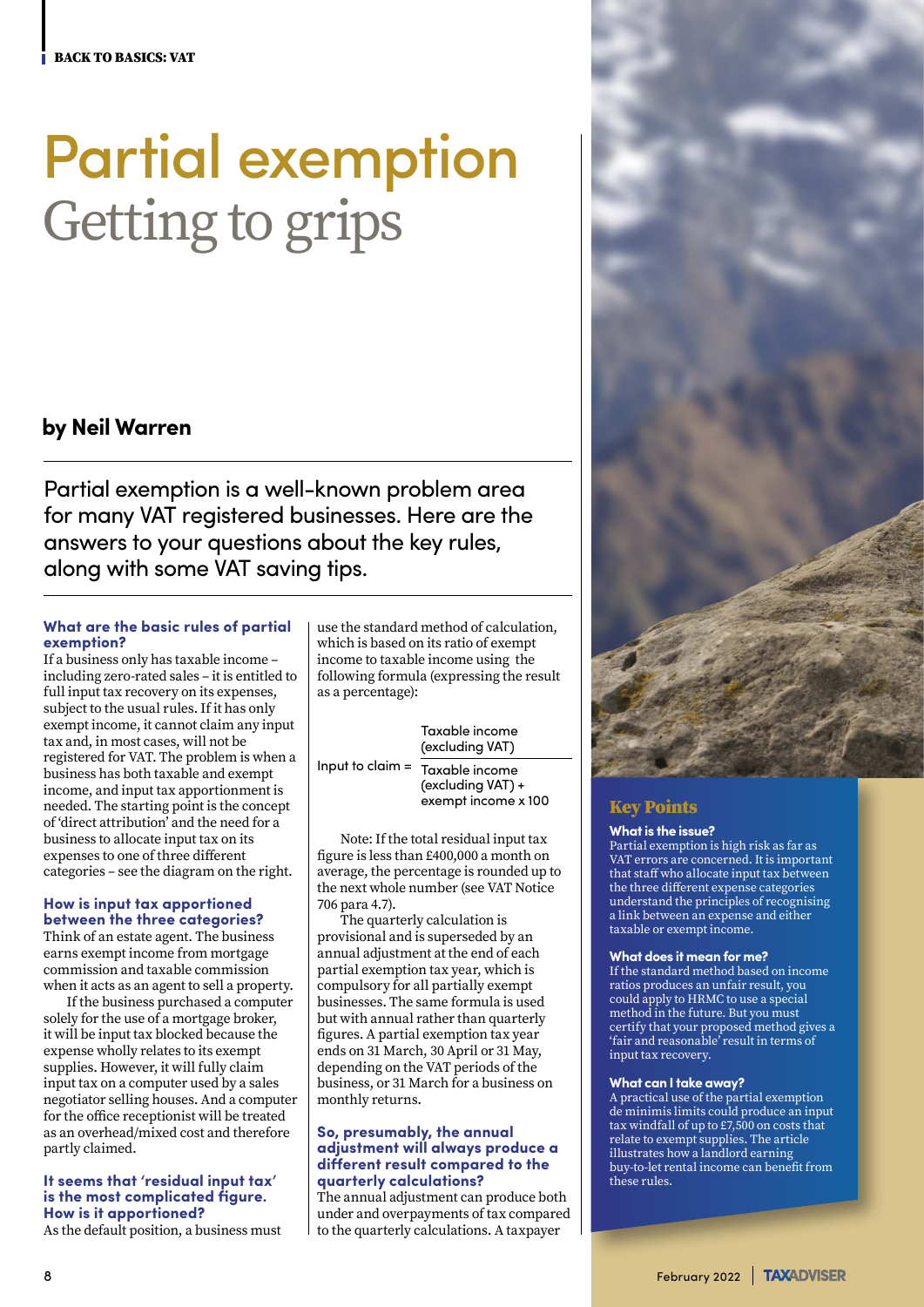BACK TO BASICS: VAT

# Partial exemption
## Getting to grips

**by Neil Warren**

Partial exemption is a well-known problem area for many VAT registered businesses. Here are the answers to your questions about the key rules, along with some VAT saving tips.

### What are the basic rules of partial exemption?

If a business only has taxable income – including zero-rated sales – it is entitled to full input tax recovery on its expenses, subject to the usual rules. If it has only exempt income, it cannot claim any input tax and, in most cases, will not be registered for VAT. The problem is when a business has both taxable and exempt income, and input tax apportionment is needed. The starting point is the concept of 'direct attribution' and the need for a business to allocate input tax on its expenses to one of three different categories – see the diagram on the right.

### How is input tax apportioned between the three categories?

Think of an estate agent. The business earns exempt income from mortgage commission and taxable commission when it acts as an agent to sell a property.

If the business purchased a computer solely for the use of a mortgage broker, it will be input tax blocked because the expense wholly relates to its exempt supplies. However, it will fully claim input tax on a computer used by a sales negotiator selling houses. And a computer for the office receptionist will be treated as an overhead/mixed cost and therefore partly claimed.

### It seems that 'residual input tax' is the most complicated figure. How is it apportioned?

As the default position, a business must use the standard method of calculation, which is based on its ratio of exempt income to taxable income using the following formula (expressing the result as a percentage):

$$\text{Input to claim} = \frac{\text{Taxable income (excluding VAT)}}{\text{Taxable income (excluding VAT)} + \text{exempt income}} \times 100$$

Note: If the total residual input tax figure is less than £400,000 a month on average, the percentage is rounded up to the next whole number (see VAT Notice 706 para 4.7).

The quarterly calculation is provisional and is superseded by an annual adjustment at the end of each partial exemption tax year, which is compulsory for all partially exempt businesses. The same formula is used but with annual rather than quarterly figures. A partial exemption tax year ends on 31 March, 30 April or 31 May, depending on the VAT periods of the business, or 31 March for a business on monthly returns.

### So, presumably, the annual adjustment will always produce a different result compared to the quarterly calculations?

The annual adjustment can produce both under and overpayments of tax compared to the quarterly calculations. A taxpayer

## Key Points

**What is the issue?**
Partial exemption is high risk as far as VAT errors are concerned. It is important that staff who allocate input tax between the three different expense categories understand the principles of recognising a link between an expense and either taxable or exempt income.

**What does it mean for me?**
If the standard method based on income ratios produces an unfair result, you could apply to HRMC to use a special method in the future. But you must certify that your proposed method gives a 'fair and reasonable' result in terms of input tax recovery.

**What can I take away?**
A practical use of the partial exemption de minimis limits could produce an input tax windfall of up to £7,500 on costs that relate to exempt supplies. The article illustrates how a landlord earning buy-to-let rental income can benefit from these rules.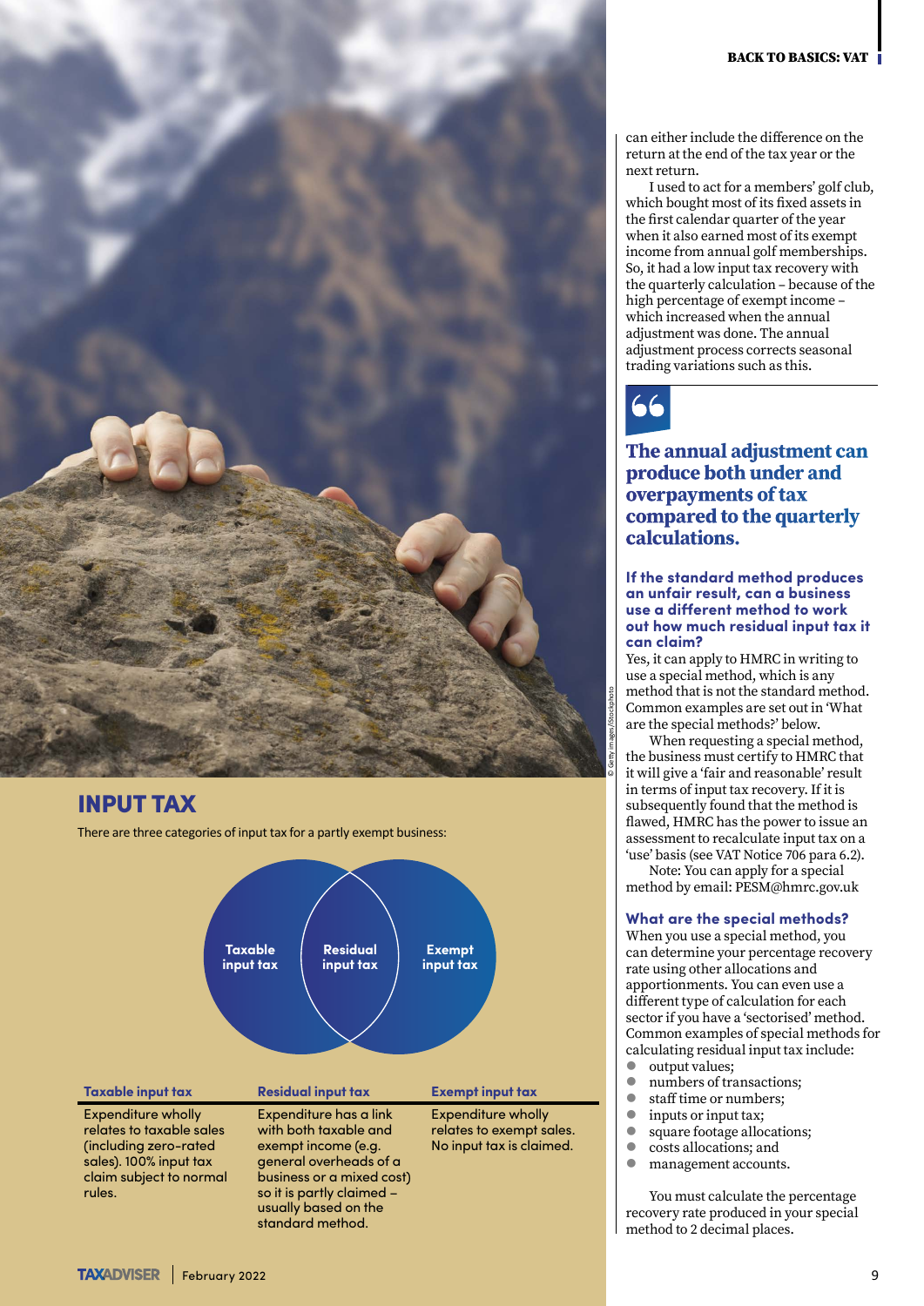can either include the difference on the return at the end of the tax year or the next return.

I used to act for a members' golf club, which bought most of its fixed assets in the first calendar quarter of the year when it also earned most of its exempt income from annual golf memberships. So, it had a low input tax recovery with the quarterly calculation – because of the high percentage of exempt income – which increased when the annual adjustment was done. The annual adjustment process corrects seasonal trading variations such as this.

> **The annual adjustment can produce both under and overpayments of tax compared to the quarterly calculations.**

### If the standard method produces an unfair result, can a business use a different method to work out how much residual input tax it can claim?

Yes, it can apply to HMRC in writing to use a special method, which is any method that is not the standard method. Common examples are set out in 'What are the special methods?' below.

When requesting a special method, the business must certify to HMRC that it will give a 'fair and reasonable' result in terms of input tax recovery. If it is subsequently found that the method is flawed, HMRC has the power to issue an assessment to recalculate input tax on a 'use' basis (see VAT Notice 706 para 6.2).

Note: You can apply for a special method by email: PESM@hmrc.gov.uk

### What are the special methods?

When you use a special method, you can determine your percentage recovery rate using other allocations and apportionments. You can even use a different type of calculation for each sector if you have a 'sectorised' method. Common examples of special methods for calculating residual input tax include:

- output values;
- numbers of transactions;
- staff time or numbers;
- inputs or input tax;
- square footage allocations;
- costs allocations; and
- management accounts.

You must calculate the percentage recovery rate produced in your special method to 2 decimal places.

## INPUT TAX

There are three categories of input tax for a partly exempt business:

Taxable input tax | Residual input tax | Exempt input tax

| Taxable input tax | Residual input tax | Exempt input tax |
|---|---|---|
| Expenditure wholly relates to taxable sales (including zero-rated sales). 100% input tax claim subject to normal rules. | Expenditure has a link with both taxable and exempt income (e.g. general overheads of a business or a mixed cost) so it is partly claimed – usually based on the standard method. | Expenditure wholly relates to exempt sales. No input tax is claimed. |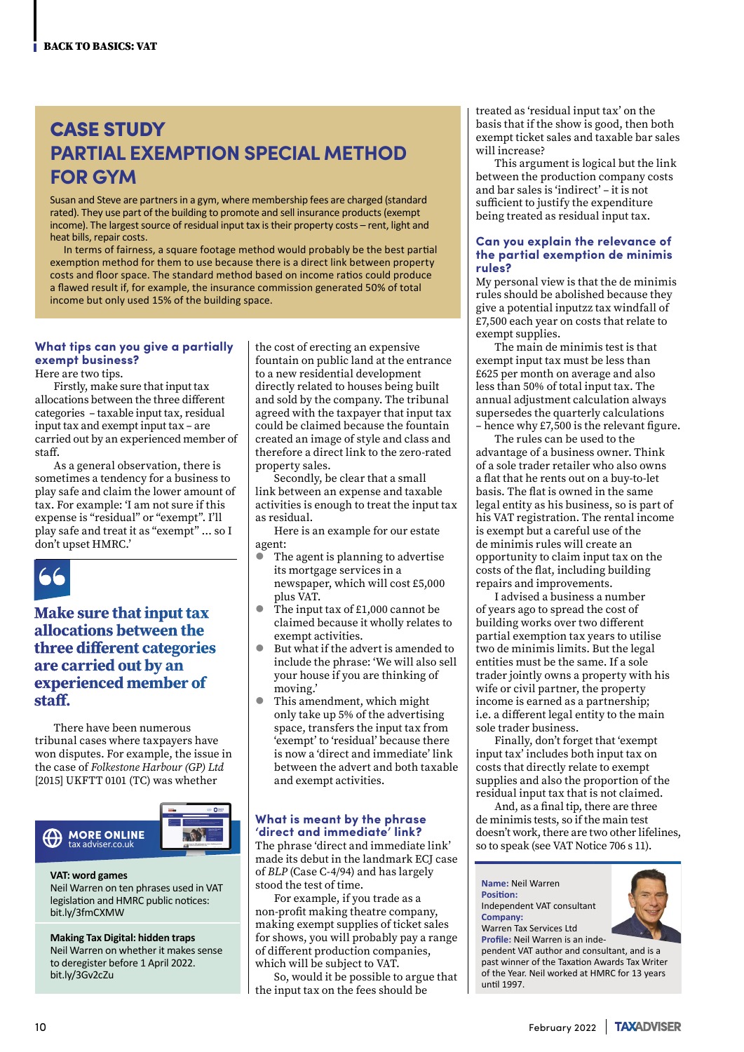## CASE STUDY
## PARTIAL EXEMPTION SPECIAL METHOD FOR GYM

Susan and Steve are partners in a gym, where membership fees are charged (standard rated). They use part of the building to promote and sell insurance products (exempt income). The largest source of residual input tax is their property costs – rent, light and heat bills, repair costs.

In terms of fairness, a square footage method would probably be the best partial exemption method for them to use because there is a direct link between property costs and floor space. The standard method based on income ratios could produce a flawed result if, for example, the insurance commission generated 50% of total income but only used 15% of the building space.

### What tips can you give a partially exempt business?

Here are two tips.

Firstly, make sure that input tax allocations between the three different categories – taxable input tax, residual input tax and exempt input tax – are carried out by an experienced member of staff.

As a general observation, there is sometimes a tendency for a business to play safe and claim the lower amount of tax. For example: 'I am not sure if this expense is "residual" or "exempt". I'll play safe and treat it as "exempt" ... so I don't upset HMRC.'

> **Make sure that input tax allocations between the three different categories are carried out by an experienced member of staff.**

There have been numerous tribunal cases where taxpayers have won disputes. For example, the issue in the case of *Folkestone Harbour (GP) Ltd* [2015] UKFTT 0101 (TC) was whether the cost of erecting an expensive fountain on public land at the entrance to a new residential development directly related to houses being built and sold by the company. The tribunal agreed with the taxpayer that input tax could be claimed because the fountain created an image of style and class and therefore a direct link to the zero-rated property sales.

Secondly, be clear that a small link between an expense and taxable activities is enough to treat the input tax as residual.

Here is an example for our estate agent:

- The agent is planning to advertise its mortgage services in a newspaper, which will cost £5,000 plus VAT.
- The input tax of £1,000 cannot be claimed because it wholly relates to exempt activities.
- But what if the advert is amended to include the phrase: 'We will also sell your house if you are thinking of moving.'
- This amendment, which might only take up 5% of the advertising space, transfers the input tax from 'exempt' to 'residual' because there is now a 'direct and immediate' link between the advert and both taxable and exempt activities.

### What is meant by the phrase 'direct and immediate' link?

The phrase 'direct and immediate link' made its debut in the landmark ECJ case of *BLP* (Case C-4/94) and has largely stood the test of time.

For example, if you trade as a non-profit making theatre company, making exempt supplies of ticket sales for shows, you will probably pay a range of different production companies, which will be subject to VAT.

So, would it be possible to argue that the input tax on the fees should be treated as 'residual input tax' on the basis that if the show is good, then both exempt ticket sales and taxable bar sales will increase?

This argument is logical but the link between the production company costs and bar sales is 'indirect' – it is not sufficient to justify the expenditure being treated as residual input tax.

### Can you explain the relevance of the partial exemption de minimis rules?

My personal view is that the de minimis rules should be abolished because they give a potential inputzz tax windfall of £7,500 each year on costs that relate to exempt supplies.

The main de minimis test is that exempt input tax must be less than £625 per month on average and also less than 50% of total input tax. The annual adjustment calculation always supersedes the quarterly calculations – hence why £7,500 is the relevant figure.

The rules can be used to the advantage of a business owner. Think of a sole trader retailer who also owns a flat that he rents out on a buy-to-let basis. The flat is owned in the same legal entity as his business, so is part of his VAT registration. The rental income is exempt but a careful use of the de minimis rules will create an opportunity to claim input tax on the costs of the flat, including building repairs and improvements.

I advised a business a number of years ago to spread the cost of building works over two different partial exemption tax years to utilise two de minimis limits. But the legal entities must be the same. If a sole trader jointly owns a property with his wife or civil partner, the property income is earned as a partnership; i.e. a different legal entity to the main sole trader business.

Finally, don't forget that 'exempt input tax' includes both input tax on costs that directly relate to exempt supplies and also the proportion of the residual input tax that is not claimed.

And, as a final tip, there are three de minimis tests, so if the main test doesn't work, there are two other lifelines, so to speak (see VAT Notice 706 s 11).

**MORE ONLINE**
tax adviser.co.uk

**VAT: word games**
Neil Warren on ten phrases used in VAT legislation and HMRC public notices: bit.ly/3fmCXMW

**Making Tax Digital: hidden traps**
Neil Warren on whether it makes sense to deregister before 1 April 2022.
bit.ly/3Gv2cZu

**Name:** Neil Warren
**Position:** Independent VAT consultant
**Company:** Warren Tax Services Ltd
**Profile:** Neil Warren is an independent VAT author and consultant, and is a past winner of the Taxation Awards Tax Writer of the Year. Neil worked at HMRC for 13 years until 1997.